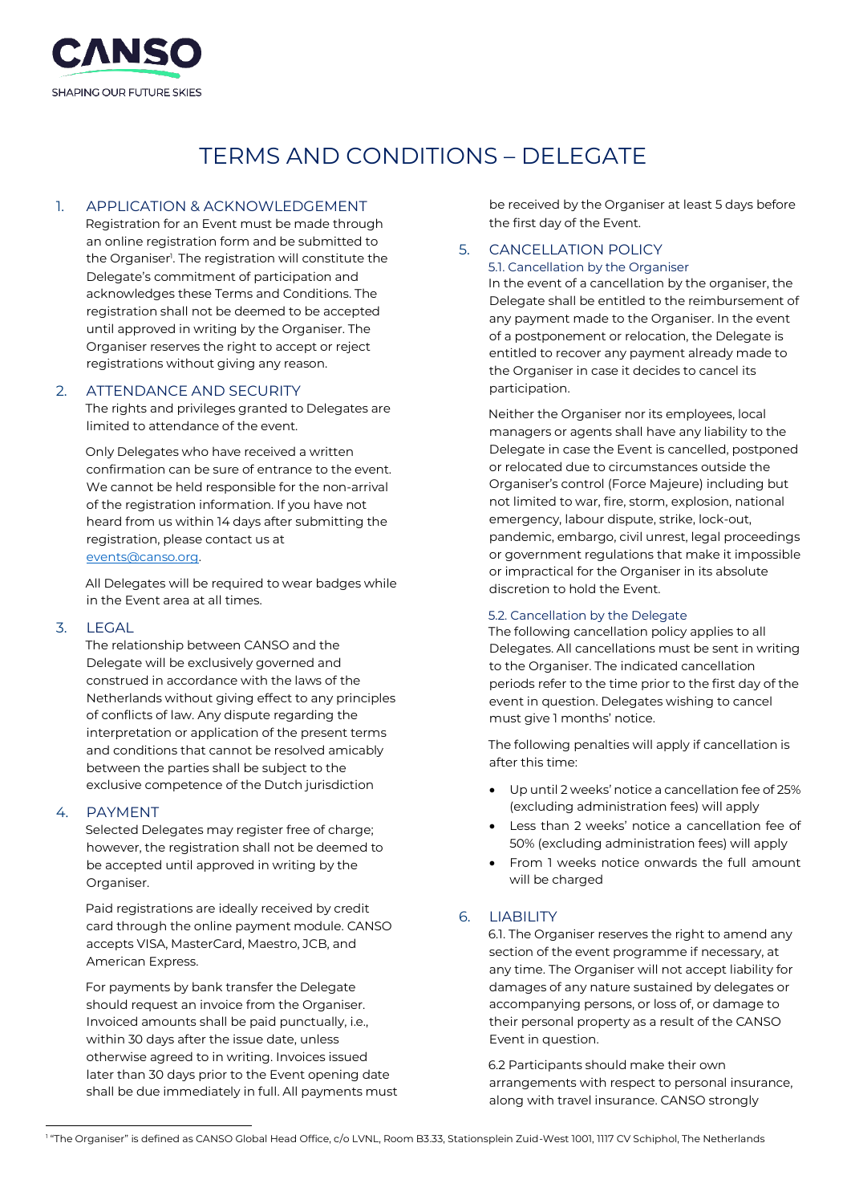# TERMS AND CONDITIONS – DELEGATE

## 1. APPLICATION & ACKNOWLEDGEMENT

Registration for an Event must be made through an online registration form and be submitted to the Organiser[1]. The registration will constitute the Delegate's commitment of participation and acknowledges these Terms and Conditions. The registration shall not be deemed to be accepted until approved in writing by the Organiser. The Organiser reserves the right to accept or reject registrations without giving any reason.

## 2. ATTENDANCE AND SECURITY

The rights and privileges granted to Delegates are limited to attendance of the event.

Only Delegates who have received a written confirmation can be sure of entrance to the event. We cannot be held responsible for the non-arrival of the registration information. If you have not heard from us within 14 days after submitting the registration, please contact us at events@canso.org.

All Delegates will be required to wear badges while in the Event area at all times.

## 3. LEGAL

The relationship between CANSO and the Delegate will be exclusively governed and construed in accordance with the laws of the Netherlands without giving effect to any principles of conflicts of law. Any dispute regarding the interpretation or application of the present terms and conditions that cannot be resolved amicably between the parties shall be subject to the exclusive competence of the Dutch jurisdiction

## 4. PAYMENT

Selected Delegates may register free of charge; however, the registration shall not be deemed to be accepted until approved in writing by the Organiser.

Paid registrations are ideally received by credit card through the online payment module. CANSO accepts VISA, MasterCard, Maestro, JCB, and American Express.

For payments by bank transfer the Delegate should request an invoice from the Organiser. Invoiced amounts shall be paid punctually, i.e., within 30 days after the issue date, unless otherwise agreed to in writing. Invoices issued later than 30 days prior to the Event opening date shall be due immediately in full. All payments must be received by the Organiser at least 5 days before the first day of the Event.

## 5. CANCELLATION POLICY

### 5.1. Cancellation by the Organiser

In the event of a cancellation by the organiser, the Delegate shall be entitled to the reimbursement of any payment made to the Organiser. In the event of a postponement or relocation, the Delegate is entitled to recover any payment already made to the Organiser in case it decides to cancel its participation.

Neither the Organiser nor its employees, local managers or agents shall have any liability to the Delegate in case the Event is cancelled, postponed or relocated due to circumstances outside the Organiser's control (Force Majeure) including but not limited to war, fire, storm, explosion, national emergency, labour dispute, strike, lock-out, pandemic, embargo, civil unrest, legal proceedings or government regulations that make it impossible or impractical for the Organiser in its absolute discretion to hold the Event.

### 5.2. Cancellation by the Delegate

The following cancellation policy applies to all Delegates. All cancellations must be sent in writing to the Organiser. The indicated cancellation periods refer to the time prior to the first day of the event in question. Delegates wishing to cancel must give 1 months' notice.

The following penalties will apply if cancellation is after this time:

- Up until 2 weeks' notice a cancellation fee of 25% (excluding administration fees) will apply
- Less than 2 weeks' notice a cancellation fee of 50% (excluding administration fees) will apply
- From 1 weeks notice onwards the full amount will be charged

## 6. LIABILITY

6.1. The Organiser reserves the right to amend any section of the event programme if necessary, at any time. The Organiser will not accept liability for damages of any nature sustained by delegates or accompanying persons, or loss of, or damage to their personal property as a result of the CANSO Event in question.

6.2 Participants should make their own arrangements with respect to personal insurance, along with travel insurance. CANSO strongly

[1] "The Organiser" is defined as CANSO Global Head Office, c/o LVNL, Room B3.33, Stationsplein Zuid-West 1001, 1117 CV Schiphol, The Netherlands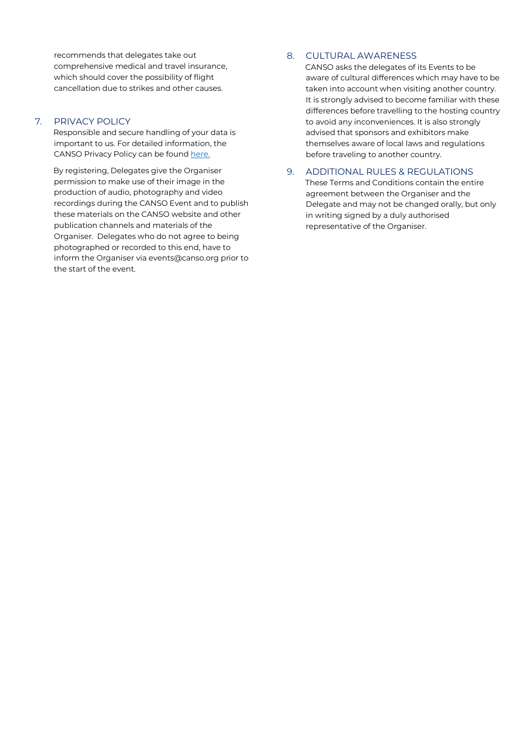recommends that delegates take out comprehensive medical and travel insurance, which should cover the possibility of flight cancellation due to strikes and other causes.

## 7. PRIVACY POLICY

Responsible and secure handling of your data is important to us. For detailed information, the CANSO Privacy Policy can be found here.

By registering, Delegates give the Organiser permission to make use of their image in the production of audio, photography and video recordings during the CANSO Event and to publish these materials on the CANSO website and other publication channels and materials of the Organiser. Delegates who do not agree to being photographed or recorded to this end, have to inform the Organiser via events@canso.org prior to the start of the event.

## 8. CULTURAL AWARENESS

CANSO asks the delegates of its Events to be aware of cultural differences which may have to be taken into account when visiting another country. It is strongly advised to become familiar with these differences before travelling to the hosting country to avoid any inconveniences. It is also strongly advised that sponsors and exhibitors make themselves aware of local laws and regulations before traveling to another country.

## 9. ADDITIONAL RULES & REGULATIONS

These Terms and Conditions contain the entire agreement between the Organiser and the Delegate and may not be changed orally, but only in writing signed by a duly authorised representative of the Organiser.